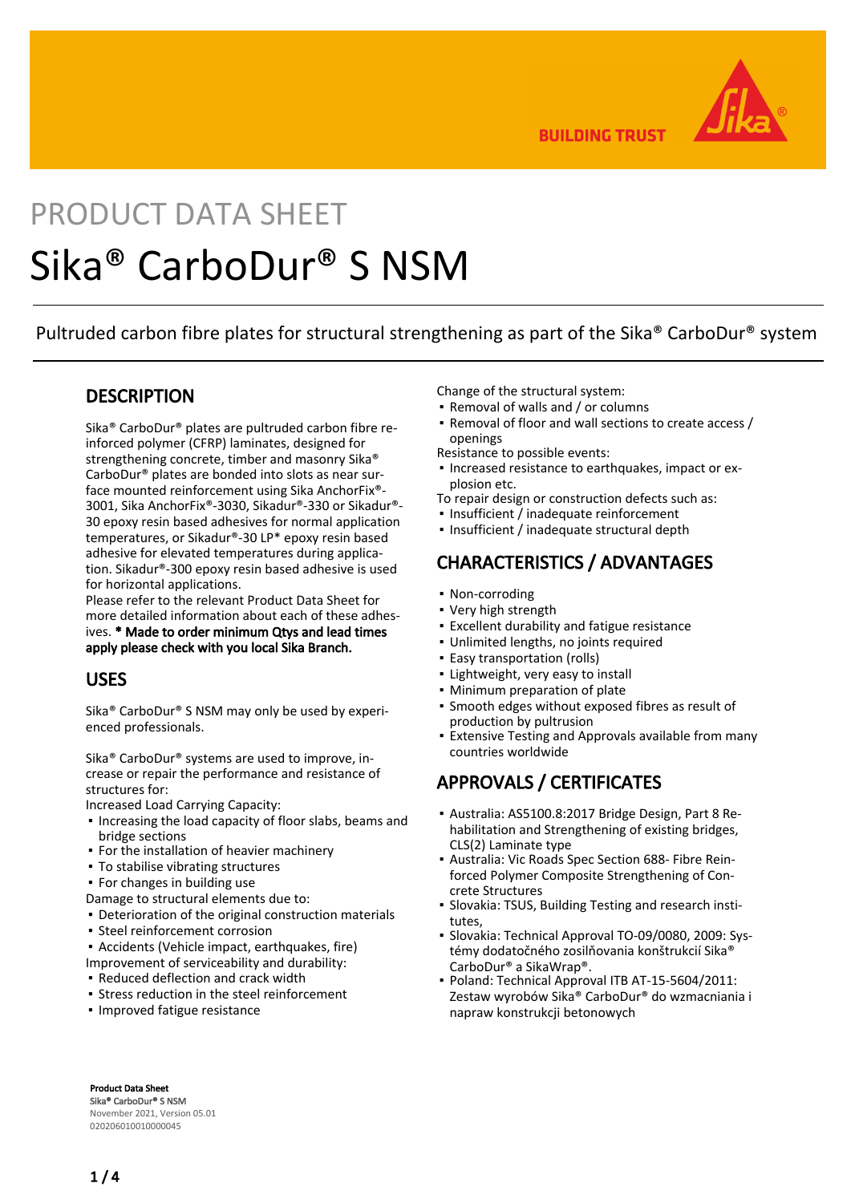# PRODUCT DATA SHEET

# Sika® CarboDur® S NSM

Pultruded carbon fibre plates for structural strengthening as part of the Sika® CarboDur® system

## DESCRIPTION

Sika® CarboDur® plates are pultruded carbon fibre reinforced polymer (CFRP) laminates, designed for strengthening concrete, timber and masonry Sika® CarboDur® plates are bonded into slots as near surface mounted reinforcement using Sika AnchorFix®-3001, Sika AnchorFix®-3030, Sikadur®-330 or Sikadur®-30 epoxy resin based adhesives for normal application temperatures, or Sikadur®-30 LP* epoxy resin based adhesive for elevated temperatures during application. Sikadur®-300 epoxy resin based adhesive is used for horizontal applications.
Please refer to the relevant Product Data Sheet for more detailed information about each of these adhesives. **\* Made to order minimum Qtys and lead times apply please check with you local Sika Branch.**

## USES

Sika® CarboDur® S NSM may only be used by experienced professionals.

Sika® CarboDur® systems are used to improve, increase or repair the performance and resistance of structures for:
Increased Load Carrying Capacity:

- Increasing the load capacity of floor slabs, beams and bridge sections
- For the installation of heavier machinery
- To stabilise vibrating structures
- For changes in building use

Damage to structural elements due to:

- Deterioration of the original construction materials
- Steel reinforcement corrosion
- Accidents (Vehicle impact, earthquakes, fire)

Improvement of serviceability and durability:

- Reduced deflection and crack width
- Stress reduction in the steel reinforcement
- Improved fatigue resistance

Change of the structural system:

- Removal of walls and / or columns
- Removal of floor and wall sections to create access / openings

Resistance to possible events:

- Increased resistance to earthquakes, impact or explosion etc.

To repair design or construction defects such as:

- Insufficient / inadequate reinforcement
- Insufficient / inadequate structural depth

## CHARACTERISTICS / ADVANTAGES

- Non-corroding
- Very high strength
- Excellent durability and fatigue resistance
- Unlimited lengths, no joints required
- Easy transportation (rolls)
- Lightweight, very easy to install
- Minimum preparation of plate
- Smooth edges without exposed fibres as result of production by pultrusion
- Extensive Testing and Approvals available from many countries worldwide

## APPROVALS / CERTIFICATES

- Australia: AS5100.8:2017 Bridge Design, Part 8 Rehabilitation and Strengthening of existing bridges, CLS(2) Laminate type
- Australia: Vic Roads Spec Section 688- Fibre Reinforced Polymer Composite Strengthening of Concrete Structures
- Slovakia: TSUS, Building Testing and research institutes,
- Slovakia: Technical Approval TO-09/0080, 2009: Systémy dodatočného zosilňovania konštrukcií Sika® CarboDur® a SikaWrap®.
- Poland: Technical Approval ITB AT-15-5604/2011: Zestaw wyrobów Sika® CarboDur® do wzmacniania i napraw konstrukcji betonowych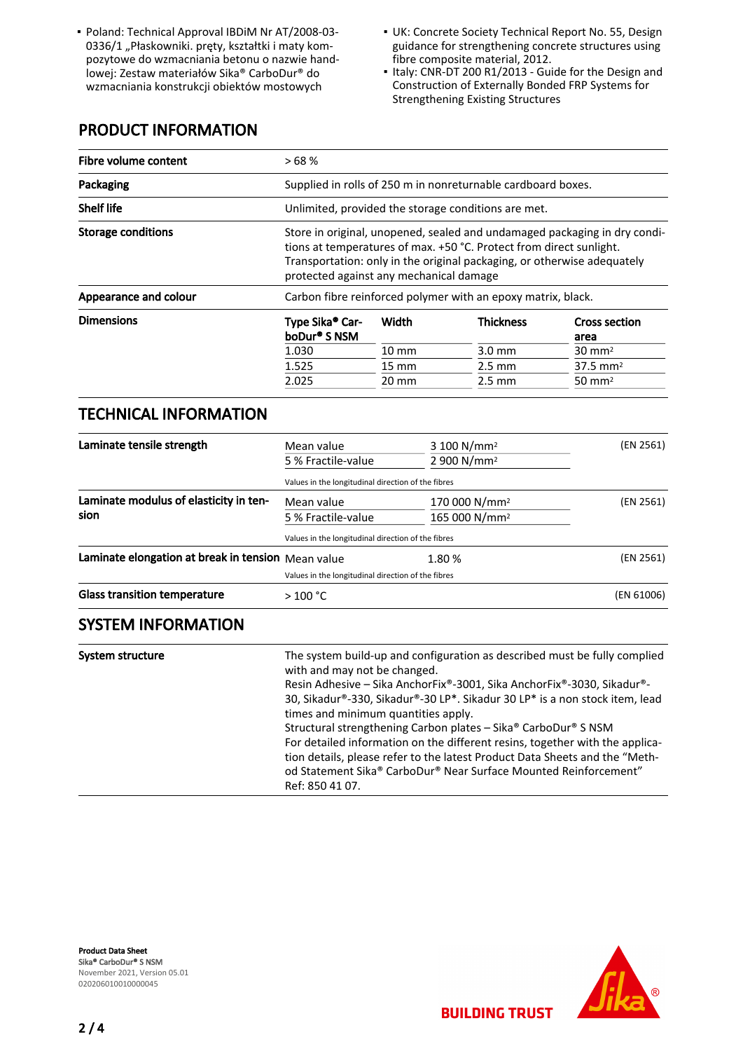- Poland: Technical Approval IBDiM Nr AT/2008-03-0336/1 „Płaskowniki. pręty, kształtki i maty kompozytowe do wzmacniania betonu o nazwie handlowej: Zestaw materiałów Sika® CarboDur® do wzmacniania konstrukcji obiektów mostowych
- UK: Concrete Society Technical Report No. 55, Design guidance for strengthening concrete structures using fibre composite material, 2012.
- Italy: CNR-DT 200 R1/2013 - Guide for the Design and Construction of Externally Bonded FRP Systems for Strengthening Existing Structures

## PRODUCT INFORMATION

| | |
|---|---|
| **Fibre volume content** | > 68 % |
| **Packaging** | Supplied in rolls of 250 m in nonreturnable cardboard boxes. |
| **Shelf life** | Unlimited, provided the storage conditions are met. |
| **Storage conditions** | Store in original, unopened, sealed and undamaged packaging in dry conditions at temperatures of max. +50 °C. Protect from direct sunlight. Transportation: only in the original packaging, or otherwise adequately protected against any mechanical damage |
| **Appearance and colour** | Carbon fibre reinforced polymer with an epoxy matrix, black. |

**Dimensions**

| Type Sika® CarboDur® S NSM | Width | Thickness | Cross section area |
|---|---|---|---|
| 1.030 | 10 mm | 3.0 mm | 30 mm² |
| 1.525 | 15 mm | 2.5 mm | 37.5 mm² |
| 2.025 | 20 mm | 2.5 mm | 50 mm² |

## TECHNICAL INFORMATION

| Property | | Value | Standard |
|---|---|---|---|
| **Laminate tensile strength** | Mean value | 3 100 N/mm² | (EN 2561) |
| | 5 % Fractile-value | 2 900 N/mm² | |
| | Values in the longitudinal direction of the fibres | | |
| **Laminate modulus of elasticity in tension** | Mean value | 170 000 N/mm² | (EN 2561) |
| | 5 % Fractile-value | 165 000 N/mm² | |
| | Values in the longitudinal direction of the fibres | | |
| **Laminate elongation at break in tension** | Mean value | 1.80 % | (EN 2561) |
| | Values in the longitudinal direction of the fibres | | |
| **Glass transition temperature** | > 100 °C | | (EN 61006) |

## SYSTEM INFORMATION

**System structure**

The system build-up and configuration as described must be fully complied with and may not be changed.
Resin Adhesive – Sika AnchorFix®-3001, Sika AnchorFix®-3030, Sikadur®-30, Sikadur®-330, Sikadur®-30 LP*. Sikadur 30 LP* is a non stock item, lead times and minimum quantities apply.
Structural strengthening Carbon plates – Sika® CarboDur® S NSM
For detailed information on the different resins, together with the application details, please refer to the latest Product Data Sheets and the “Method Statement Sika® CarboDur® Near Surface Mounted Reinforcement” Ref: 850 41 07.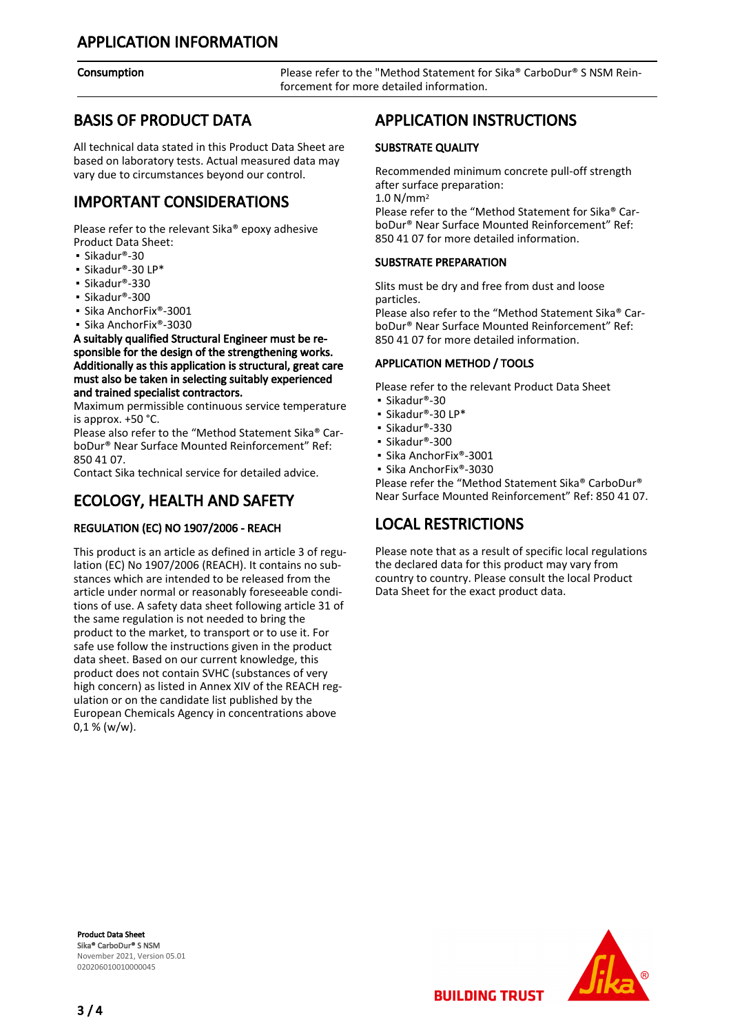## APPLICATION INFORMATION

| Consumption | Please refer to the "Method Statement for Sika® CarboDur® S NSM Reinforcement for more detailed information. |
|---|---|

## BASIS OF PRODUCT DATA

All technical data stated in this Product Data Sheet are based on laboratory tests. Actual measured data may vary due to circumstances beyond our control.

## IMPORTANT CONSIDERATIONS

Please refer to the relevant Sika® epoxy adhesive Product Data Sheet:

- Sikadur®-30
- Sikadur®-30 LP*
- Sikadur®-330
- Sikadur®-300
- Sika AnchorFix®-3001
- Sika AnchorFix®-3030

**A suitably qualified Structural Engineer must be responsible for the design of the strengthening works. Additionally as this application is structural, great care must also be taken in selecting suitably experienced and trained specialist contractors.**

Maximum permissible continuous service temperature is approx. +50 °C.

Please also refer to the "Method Statement Sika® CarboDur® Near Surface Mounted Reinforcement" Ref: 850 41 07.

Contact Sika technical service for detailed advice.

## ECOLOGY, HEALTH AND SAFETY

### REGULATION (EC) NO 1907/2006 - REACH

This product is an article as defined in article 3 of regulation (EC) No 1907/2006 (REACH). It contains no substances which are intended to be released from the article under normal or reasonably foreseeable conditions of use. A safety data sheet following article 31 of the same regulation is not needed to bring the product to the market, to transport or to use it. For safe use follow the instructions given in the product data sheet. Based on our current knowledge, this product does not contain SVHC (substances of very high concern) as listed in Annex XIV of the REACH regulation or on the candidate list published by the European Chemicals Agency in concentrations above 0,1 % (w/w).

## APPLICATION INSTRUCTIONS

### SUBSTRATE QUALITY

Recommended minimum concrete pull-off strength after surface preparation:

1.0 N/mm²

Please refer to the "Method Statement for Sika® CarboDur® Near Surface Mounted Reinforcement" Ref: 850 41 07 for more detailed information.

### SUBSTRATE PREPARATION

Slits must be dry and free from dust and loose particles.

Please also refer to the "Method Statement Sika® CarboDur® Near Surface Mounted Reinforcement" Ref: 850 41 07 for more detailed information.

### APPLICATION METHOD / TOOLS

Please refer to the relevant Product Data Sheet

- Sikadur®-30
- Sikadur®-30 LP*
- Sikadur®-330
- Sikadur®-300
- Sika AnchorFix®-3001
- Sika AnchorFix®-3030

Please refer the "Method Statement Sika® CarboDur® Near Surface Mounted Reinforcement" Ref: 850 41 07.

## LOCAL RESTRICTIONS

Please note that as a result of specific local regulations the declared data for this product may vary from country to country. Please consult the local Product Data Sheet for the exact product data.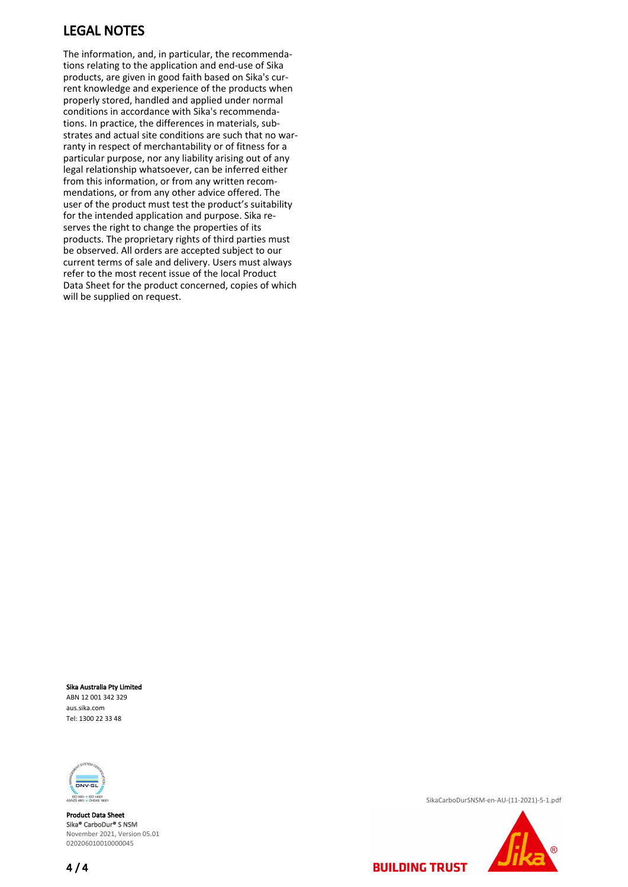## LEGAL NOTES

The information, and, in particular, the recommendations relating to the application and end-use of Sika products, are given in good faith based on Sika's current knowledge and experience of the products when properly stored, handled and applied under normal conditions in accordance with Sika's recommendations. In practice, the differences in materials, substrates and actual site conditions are such that no warranty in respect of merchantability or of fitness for a particular purpose, nor any liability arising out of any legal relationship whatsoever, can be inferred either from this information, or from any written recommendations, or from any other advice offered. The user of the product must test the product's suitability for the intended application and purpose. Sika reserves the right to change the properties of its products. The proprietary rights of third parties must be observed. All orders are accepted subject to our current terms of sale and delivery. Users must always refer to the most recent issue of the local Product Data Sheet for the product concerned, copies of which will be supplied on request.

**Sika Australia Pty Limited**
ABN 12 001 342 329
aus.sika.com
Tel: 1300 22 33 48

**Product Data Sheet**
**Sika® CarboDur® S NSM**
November 2021, Version 05.01
020206010010000045

SikaCarboDurSNSM-en-AU-(11-2021)-5-1.pdf